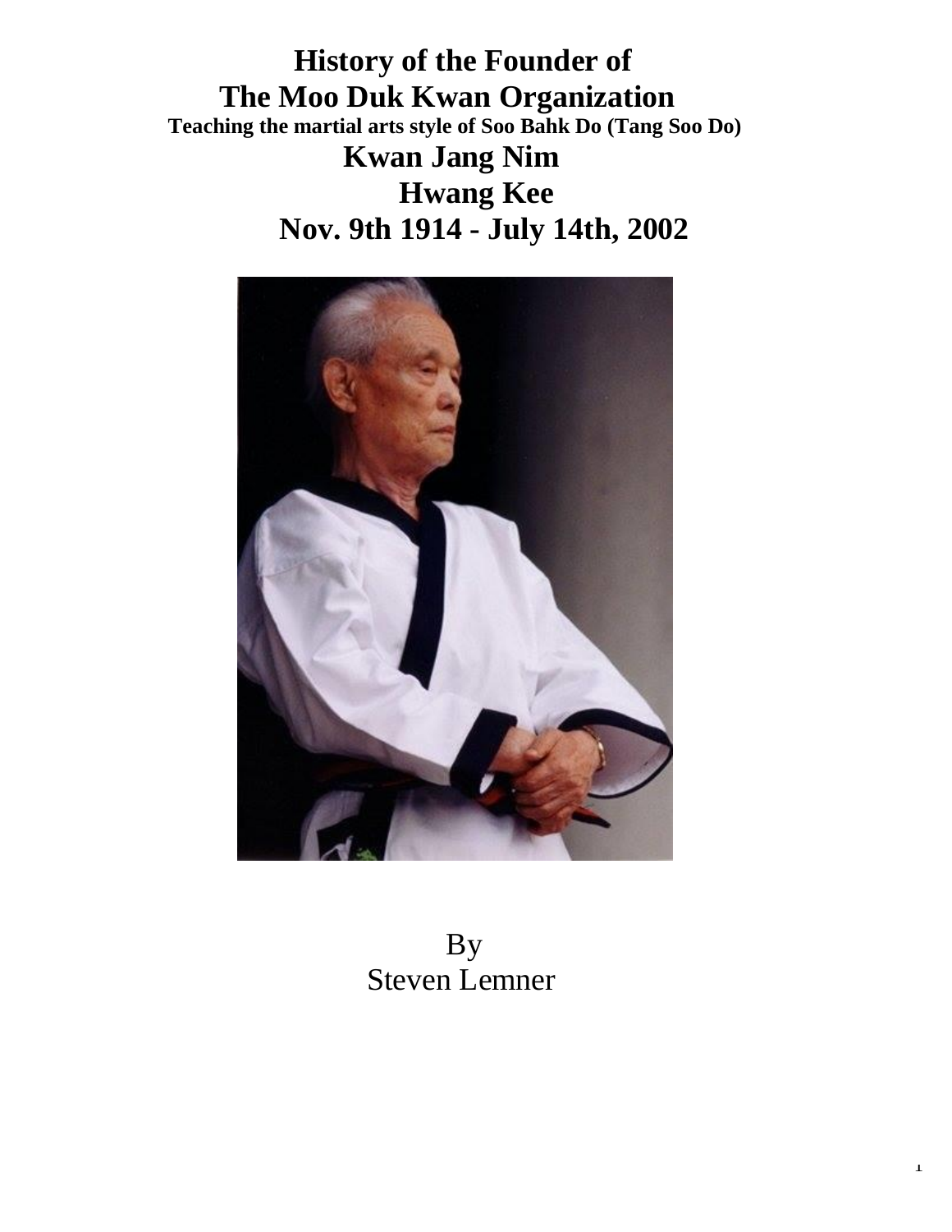# History of the Founder of The Moo Duk Kwan Organization

**Teaching the martial arts style of Soo Bahk Do (Tang Soo Do)**

## Kwan Jang Nim

## Hwang Kee

## Nov. 9th 1914 - July 14th, 2002

By
Steven Lemner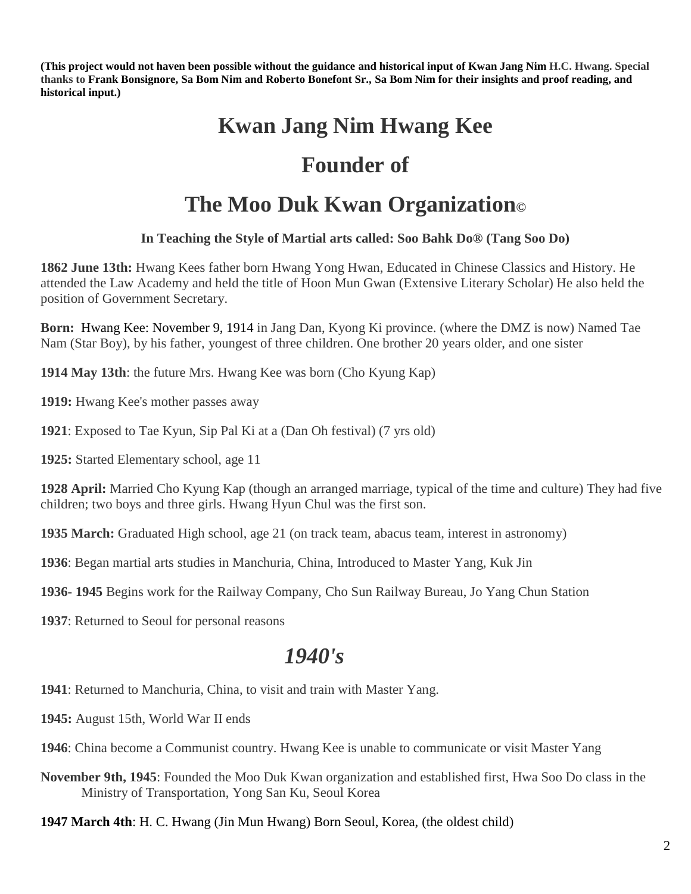**(This project would not haven been possible without the guidance and historical input of Kwan Jang Nim H.C. Hwang. Special thanks to Frank Bonsignore, Sa Bom Nim and Roberto Bonefont Sr., Sa Bom Nim for their insights and proof reading, and historical input.)**

# Kwan Jang Nim Hwang Kee

# Founder of

# The Moo Duk Kwan Organization©

**In Teaching the Style of Martial arts called: Soo Bahk Do® (Tang Soo Do)**

**1862 June 13th:** Hwang Kees father born Hwang Yong Hwan, Educated in Chinese Classics and History. He attended the Law Academy and held the title of Hoon Mun Gwan (Extensive Literary Scholar) He also held the position of Government Secretary.

**Born:** Hwang Kee: November 9, 1914 in Jang Dan, Kyong Ki province. (where the DMZ is now) Named Tae Nam (Star Boy), by his father, youngest of three children. One brother 20 years older, and one sister

**1914 May 13th**: the future Mrs. Hwang Kee was born (Cho Kyung Kap)

**1919:** Hwang Kee's mother passes away

**1921**: Exposed to Tae Kyun, Sip Pal Ki at a (Dan Oh festival) (7 yrs old)

**1925:** Started Elementary school, age 11

**1928 April:** Married Cho Kyung Kap (though an arranged marriage, typical of the time and culture) They had five children; two boys and three girls. Hwang Hyun Chul was the first son.

**1935 March:** Graduated High school, age 21 (on track team, abacus team, interest in astronomy)

**1936**: Began martial arts studies in Manchuria, China, Introduced to Master Yang, Kuk Jin

**1936- 1945** Begins work for the Railway Company, Cho Sun Railway Bureau, Jo Yang Chun Station

**1937**: Returned to Seoul for personal reasons

## *1940's*

**1941**: Returned to Manchuria, China, to visit and train with Master Yang.

**1945:** August 15th, World War II ends

**1946**: China become a Communist country. Hwang Kee is unable to communicate or visit Master Yang

**November 9th, 1945**: Founded the Moo Duk Kwan organization and established first, Hwa Soo Do class in the Ministry of Transportation, Yong San Ku, Seoul Korea

**1947 March 4th**: H. C. Hwang (Jin Mun Hwang) Born Seoul, Korea, (the oldest child)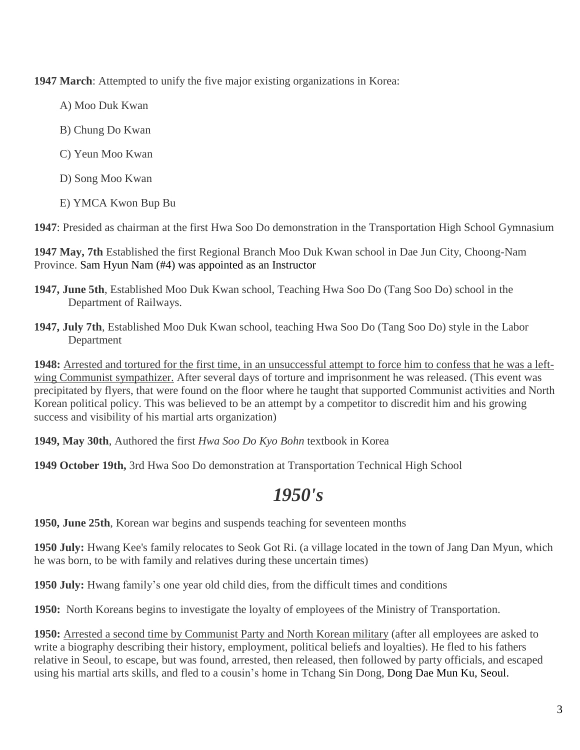**1947 March**: Attempted to unify the five major existing organizations in Korea:

A) Moo Duk Kwan

B) Chung Do Kwan

C) Yeun Moo Kwan

D) Song Moo Kwan

E) YMCA Kwon Bup Bu

**1947**: Presided as chairman at the first Hwa Soo Do demonstration in the Transportation High School Gymnasium

**1947 May, 7th** Established the first Regional Branch Moo Duk Kwan school in Dae Jun City, Choong-Nam Province. Sam Hyun Nam (#4) was appointed as an Instructor

**1947, June 5th**, Established Moo Duk Kwan school, Teaching Hwa Soo Do (Tang Soo Do) school in the Department of Railways.

**1947, July 7th**, Established Moo Duk Kwan school, teaching Hwa Soo Do (Tang Soo Do) style in the Labor Department

**1948:** Arrested and tortured for the first time, in an unsuccessful attempt to force him to confess that he was a left-wing Communist sympathizer. After several days of torture and imprisonment he was released. (This event was precipitated by flyers, that were found on the floor where he taught that supported Communist activities and North Korean political policy. This was believed to be an attempt by a competitor to discredit him and his growing success and visibility of his martial arts organization)

**1949, May 30th**, Authored the first *Hwa Soo Do Kyo Bohn* textbook in Korea

**1949 October 19th,** 3rd Hwa Soo Do demonstration at Transportation Technical High School

# *1950's*

**1950, June 25th**, Korean war begins and suspends teaching for seventeen months

**1950 July:** Hwang Kee's family relocates to Seok Got Ri. (a village located in the town of Jang Dan Myun, which he was born, to be with family and relatives during these uncertain times)

**1950 July:** Hwang family's one year old child dies, from the difficult times and conditions

**1950:** North Koreans begins to investigate the loyalty of employees of the Ministry of Transportation.

**1950:** Arrested a second time by Communist Party and North Korean military (after all employees are asked to write a biography describing their history, employment, political beliefs and loyalties). He fled to his fathers relative in Seoul, to escape, but was found, arrested, then released, then followed by party officials, and escaped using his martial arts skills, and fled to a cousin's home in Tchang Sin Dong, Dong Dae Mun Ku, Seoul.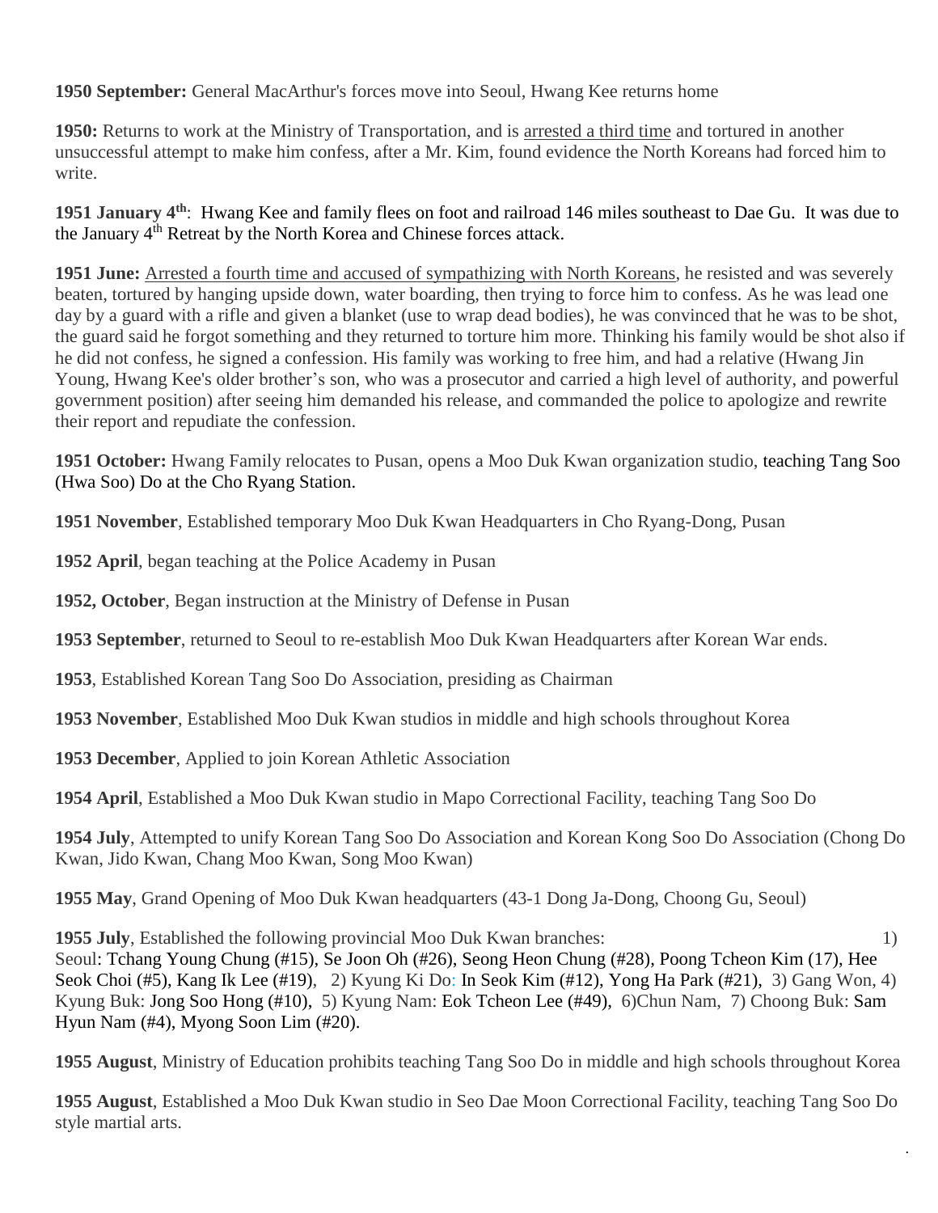**1950 September:** General MacArthur's forces move into Seoul, Hwang Kee returns home

**1950:** Returns to work at the Ministry of Transportation, and is arrested a third time and tortured in another unsuccessful attempt to make him confess, after a Mr. Kim, found evidence the North Koreans had forced him to write.

**1951 January 4th**: Hwang Kee and family flees on foot and railroad 146 miles southeast to Dae Gu. It was due to the January 4th Retreat by the North Korea and Chinese forces attack.

**1951 June:** Arrested a fourth time and accused of sympathizing with North Koreans, he resisted and was severely beaten, tortured by hanging upside down, water boarding, then trying to force him to confess. As he was lead one day by a guard with a rifle and given a blanket (use to wrap dead bodies), he was convinced that he was to be shot, the guard said he forgot something and they returned to torture him more. Thinking his family would be shot also if he did not confess, he signed a confession. His family was working to free him, and had a relative (Hwang Jin Young, Hwang Kee's older brother's son, who was a prosecutor and carried a high level of authority, and powerful government position) after seeing him demanded his release, and commanded the police to apologize and rewrite their report and repudiate the confession.

**1951 October:** Hwang Family relocates to Pusan, opens a Moo Duk Kwan organization studio, teaching Tang Soo (Hwa Soo) Do at the Cho Ryang Station.

**1951 November**, Established temporary Moo Duk Kwan Headquarters in Cho Ryang-Dong, Pusan

**1952 April**, began teaching at the Police Academy in Pusan

**1952, October**, Began instruction at the Ministry of Defense in Pusan

**1953 September**, returned to Seoul to re-establish Moo Duk Kwan Headquarters after Korean War ends.

**1953**, Established Korean Tang Soo Do Association, presiding as Chairman

**1953 November**, Established Moo Duk Kwan studios in middle and high schools throughout Korea

**1953 December**, Applied to join Korean Athletic Association

**1954 April**, Established a Moo Duk Kwan studio in Mapo Correctional Facility, teaching Tang Soo Do

**1954 July**, Attempted to unify Korean Tang Soo Do Association and Korean Kong Soo Do Association (Chong Do Kwan, Jido Kwan, Chang Moo Kwan, Song Moo Kwan)

**1955 May**, Grand Opening of Moo Duk Kwan headquarters (43-1 Dong Ja-Dong, Choong Gu, Seoul)

**1955 July**, Established the following provincial Moo Duk Kwan branches: 1) Seoul: Tchang Young Chung (#15), Se Joon Oh (#26), Seong Heon Chung (#28), Poong Tcheon Kim (17), Hee Seok Choi (#5), Kang Ik Lee (#19), 2) Kyung Ki Do: In Seok Kim (#12), Yong Ha Park (#21), 3) Gang Won, 4) Kyung Buk: Jong Soo Hong (#10), 5) Kyung Nam: Eok Tcheon Lee (#49), 6)Chun Nam, 7) Choong Buk: Sam Hyun Nam (#4), Myong Soon Lim (#20).

**1955 August**, Ministry of Education prohibits teaching Tang Soo Do in middle and high schools throughout Korea

**1955 August**, Established a Moo Duk Kwan studio in Seo Dae Moon Correctional Facility, teaching Tang Soo Do style martial arts.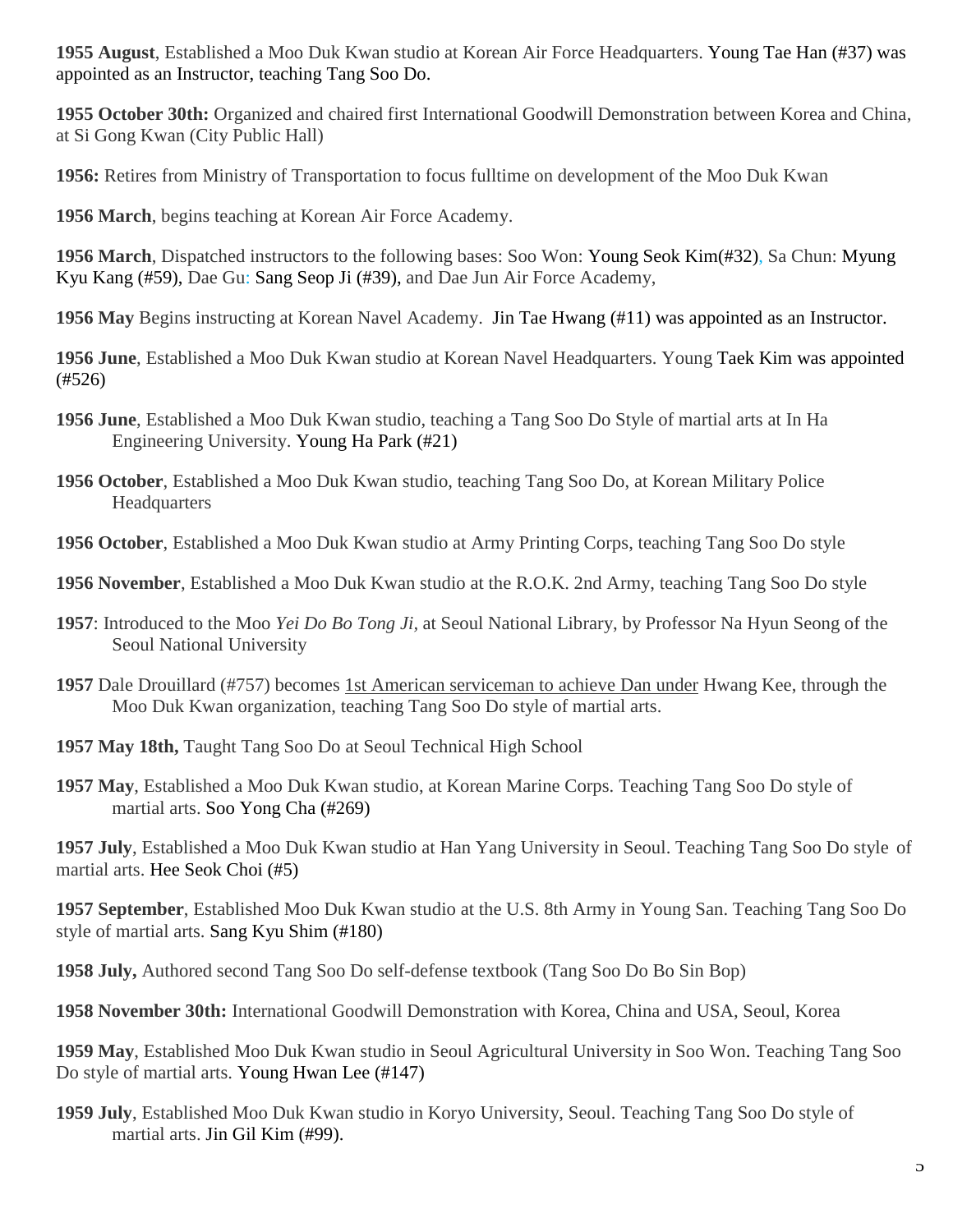**1955 August**, Established a Moo Duk Kwan studio at Korean Air Force Headquarters. Young Tae Han (#37) was appointed as an Instructor, teaching Tang Soo Do.

**1955 October 30th:** Organized and chaired first International Goodwill Demonstration between Korea and China, at Si Gong Kwan (City Public Hall)

**1956:** Retires from Ministry of Transportation to focus fulltime on development of the Moo Duk Kwan

**1956 March**, begins teaching at Korean Air Force Academy.

**1956 March**, Dispatched instructors to the following bases: Soo Won: Young Seok Kim(#32), Sa Chun: Myung Kyu Kang (#59), Dae Gu: Sang Seop Ji (#39), and Dae Jun Air Force Academy,

**1956 May** Begins instructing at Korean Navel Academy. Jin Tae Hwang (#11) was appointed as an Instructor.

**1956 June**, Established a Moo Duk Kwan studio at Korean Navel Headquarters. Young Taek Kim was appointed (#526)

**1956 June**, Established a Moo Duk Kwan studio, teaching a Tang Soo Do Style of martial arts at In Ha Engineering University. Young Ha Park (#21)

**1956 October**, Established a Moo Duk Kwan studio, teaching Tang Soo Do, at Korean Military Police Headquarters

**1956 October**, Established a Moo Duk Kwan studio at Army Printing Corps, teaching Tang Soo Do style

**1956 November**, Established a Moo Duk Kwan studio at the R.O.K. 2nd Army, teaching Tang Soo Do style

**1957**: Introduced to the Moo *Yei Do Bo Tong Ji,* at Seoul National Library, by Professor Na Hyun Seong of the Seoul National University

**1957** Dale Drouillard (#757) becomes <u>1st American serviceman to achieve Dan under</u> Hwang Kee, through the Moo Duk Kwan organization, teaching Tang Soo Do style of martial arts.

**1957 May 18th,** Taught Tang Soo Do at Seoul Technical High School

**1957 May**, Established a Moo Duk Kwan studio, at Korean Marine Corps. Teaching Tang Soo Do style of martial arts. Soo Yong Cha (#269)

**1957 July**, Established a Moo Duk Kwan studio at Han Yang University in Seoul. Teaching Tang Soo Do style of martial arts. Hee Seok Choi (#5)

**1957 September**, Established Moo Duk Kwan studio at the U.S. 8th Army in Young San. Teaching Tang Soo Do style of martial arts. Sang Kyu Shim (#180)

**1958 July,** Authored second Tang Soo Do self-defense textbook (Tang Soo Do Bo Sin Bop)

**1958 November 30th:** International Goodwill Demonstration with Korea, China and USA, Seoul, Korea

**1959 May**, Established Moo Duk Kwan studio in Seoul Agricultural University in Soo Won. Teaching Tang Soo Do style of martial arts. Young Hwan Lee (#147)

**1959 July**, Established Moo Duk Kwan studio in Koryo University, Seoul. Teaching Tang Soo Do style of martial arts. Jin Gil Kim (#99).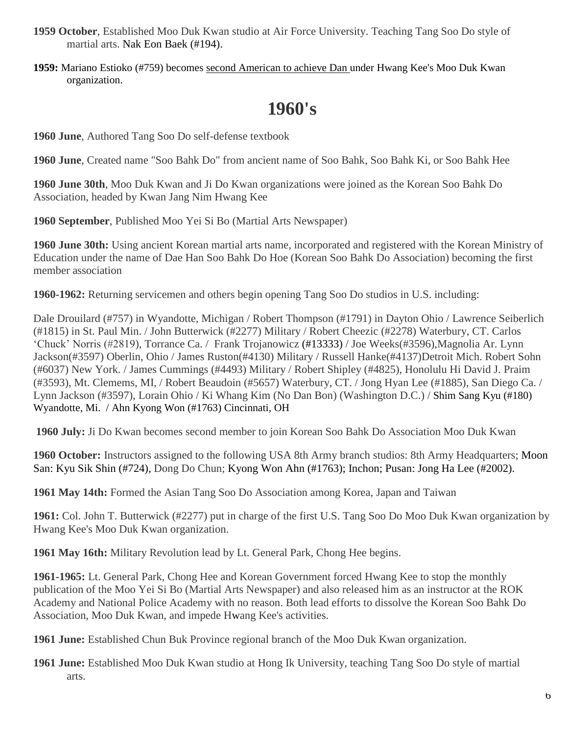**1959 October**, Established Moo Duk Kwan studio at Air Force University. Teaching Tang Soo Do style of martial arts. Nak Eon Baek (#194).

**1959:** Mariano Estioko (#759) becomes second American to achieve Dan under Hwang Kee's Moo Duk Kwan organization.

# 1960's

**1960 June**, Authored Tang Soo Do self-defense textbook

**1960 June**, Created name "Soo Bahk Do" from ancient name of Soo Bahk, Soo Bahk Ki, or Soo Bahk Hee

**1960 June 30th**, Moo Duk Kwan and Ji Do Kwan organizations were joined as the Korean Soo Bahk Do Association, headed by Kwan Jang Nim Hwang Kee

**1960 September**, Published Moo Yei Si Bo (Martial Arts Newspaper)

**1960 June 30th:** Using ancient Korean martial arts name, incorporated and registered with the Korean Ministry of Education under the name of Dae Han Soo Bahk Do Hoe (Korean Soo Bahk Do Association) becoming the first member association

**1960-1962:** Returning servicemen and others begin opening Tang Soo Do studios in U.S. including:

Dale Drouilard (#757) in Wyandotte, Michigan / Robert Thompson (#1791) in Dayton Ohio / Lawrence Seiberlich (#1815) in St. Paul Min. / John Butterwick (#2277) Military / Robert Cheezic (#2278) Waterbury, CT. Carlos 'Chuck' Norris (#2819), Torrance Ca. / Frank Trojanowicz (#13333) / Joe Weeks(#3596),Magnolia Ar. Lynn Jackson(#3597) Oberlin, Ohio / James Ruston(#4130) Military / Russell Hanke(#4137)Detroit Mich. Robert Sohn (#6037) New York. / James Cummings (#4493) Military / Robert Shipley (#4825), Honolulu Hi David J. Praim (#3593), Mt. Clemems, MI, / Robert Beaudoin (#5657) Waterbury, CT. / Jong Hyan Lee (#1885), San Diego Ca. / Lynn Jackson (#3597), Lorain Ohio / Ki Whang Kim (No Dan Bon) (Washington D.C.) / Shim Sang Kyu (#180) Wyandotte, Mi. / Ahn Kyong Won (#1763) Cincinnati, OH

**1960 July:** Ji Do Kwan becomes second member to join Korean Soo Bahk Do Association Moo Duk Kwan

**1960 October:** Instructors assigned to the following USA 8th Army branch studios: 8th Army Headquarters; Moon San: Kyu Sik Shin (#724), Dong Do Chun; Kyong Won Ahn (#1763); Inchon; Pusan: Jong Ha Lee (#2002).

**1961 May 14th:** Formed the Asian Tang Soo Do Association among Korea, Japan and Taiwan

**1961:** Col. John T. Butterwick (#2277) put in charge of the first U.S. Tang Soo Do Moo Duk Kwan organization by Hwang Kee's Moo Duk Kwan organization.

**1961 May 16th:** Military Revolution lead by Lt. General Park, Chong Hee begins.

**1961-1965:** Lt. General Park, Chong Hee and Korean Government forced Hwang Kee to stop the monthly publication of the Moo Yei Si Bo (Martial Arts Newspaper) and also released him as an instructor at the ROK Academy and National Police Academy with no reason. Both lead efforts to dissolve the Korean Soo Bahk Do Association, Moo Duk Kwan, and impede Hwang Kee's activities.

**1961 June:** Established Chun Buk Province regional branch of the Moo Duk Kwan organization.

**1961 June:** Established Moo Duk Kwan studio at Hong Ik University, teaching Tang Soo Do style of martial arts.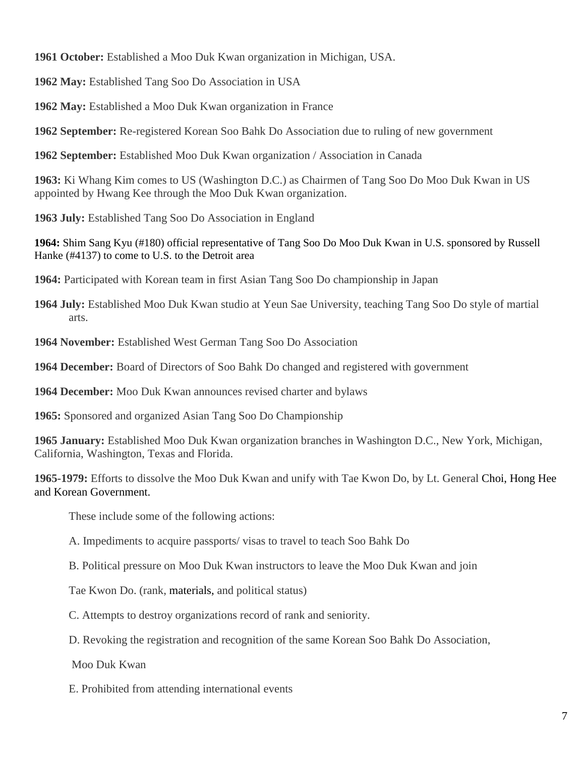**1961 October:** Established a Moo Duk Kwan organization in Michigan, USA.

**1962 May:** Established Tang Soo Do Association in USA

**1962 May:** Established a Moo Duk Kwan organization in France

**1962 September:** Re-registered Korean Soo Bahk Do Association due to ruling of new government

**1962 September:** Established Moo Duk Kwan organization / Association in Canada

**1963:** Ki Whang Kim comes to US (Washington D.C.) as Chairmen of Tang Soo Do Moo Duk Kwan in US appointed by Hwang Kee through the Moo Duk Kwan organization.

**1963 July:** Established Tang Soo Do Association in England

**1964:** Shim Sang Kyu (#180) official representative of Tang Soo Do Moo Duk Kwan in U.S. sponsored by Russell Hanke (#4137) to come to U.S. to the Detroit area

**1964:** Participated with Korean team in first Asian Tang Soo Do championship in Japan

**1964 July:** Established Moo Duk Kwan studio at Yeun Sae University, teaching Tang Soo Do style of martial arts.

**1964 November:** Established West German Tang Soo Do Association

**1964 December:** Board of Directors of Soo Bahk Do changed and registered with government

**1964 December:** Moo Duk Kwan announces revised charter and bylaws

**1965:** Sponsored and organized Asian Tang Soo Do Championship

**1965 January:** Established Moo Duk Kwan organization branches in Washington D.C., New York, Michigan, California, Washington, Texas and Florida.

**1965-1979:** Efforts to dissolve the Moo Duk Kwan and unify with Tae Kwon Do, by Lt. General Choi, Hong Hee and Korean Government.

These include some of the following actions:

A. Impediments to acquire passports/ visas to travel to teach Soo Bahk Do

B. Political pressure on Moo Duk Kwan instructors to leave the Moo Duk Kwan and join

Tae Kwon Do. (rank, materials, and political status)

C. Attempts to destroy organizations record of rank and seniority.

D. Revoking the registration and recognition of the same Korean Soo Bahk Do Association,

Moo Duk Kwan

E. Prohibited from attending international events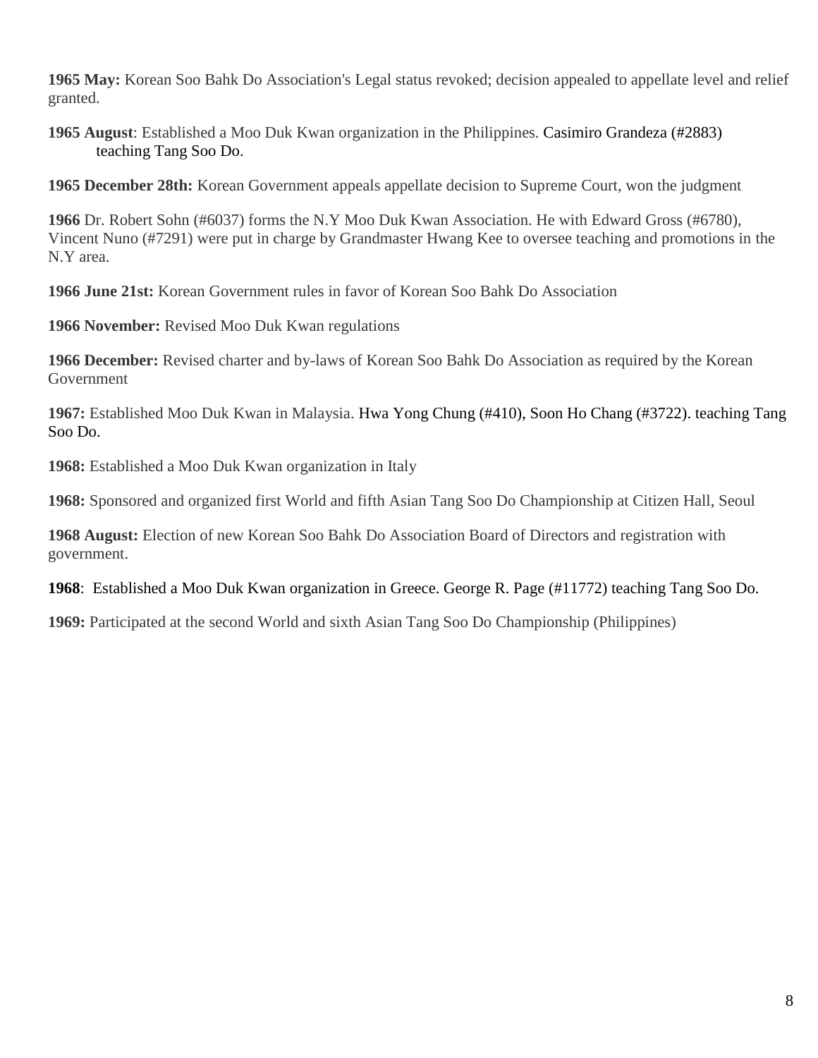**1965 May:** Korean Soo Bahk Do Association's Legal status revoked; decision appealed to appellate level and relief granted.

**1965 August**: Established a Moo Duk Kwan organization in the Philippines. Casimiro Grandeza (#2883) teaching Tang Soo Do.

**1965 December 28th:** Korean Government appeals appellate decision to Supreme Court, won the judgment

**1966** Dr. Robert Sohn (#6037) forms the N.Y Moo Duk Kwan Association. He with Edward Gross (#6780), Vincent Nuno (#7291) were put in charge by Grandmaster Hwang Kee to oversee teaching and promotions in the N.Y area.

**1966 June 21st:** Korean Government rules in favor of Korean Soo Bahk Do Association

**1966 November:** Revised Moo Duk Kwan regulations

**1966 December:** Revised charter and by-laws of Korean Soo Bahk Do Association as required by the Korean Government

**1967:** Established Moo Duk Kwan in Malaysia. Hwa Yong Chung (#410), Soon Ho Chang (#3722). teaching Tang Soo Do.

**1968:** Established a Moo Duk Kwan organization in Italy

**1968:** Sponsored and organized first World and fifth Asian Tang Soo Do Championship at Citizen Hall, Seoul

**1968 August:** Election of new Korean Soo Bahk Do Association Board of Directors and registration with government.

**1968**: Established a Moo Duk Kwan organization in Greece. George R. Page (#11772) teaching Tang Soo Do.

**1969:** Participated at the second World and sixth Asian Tang Soo Do Championship (Philippines)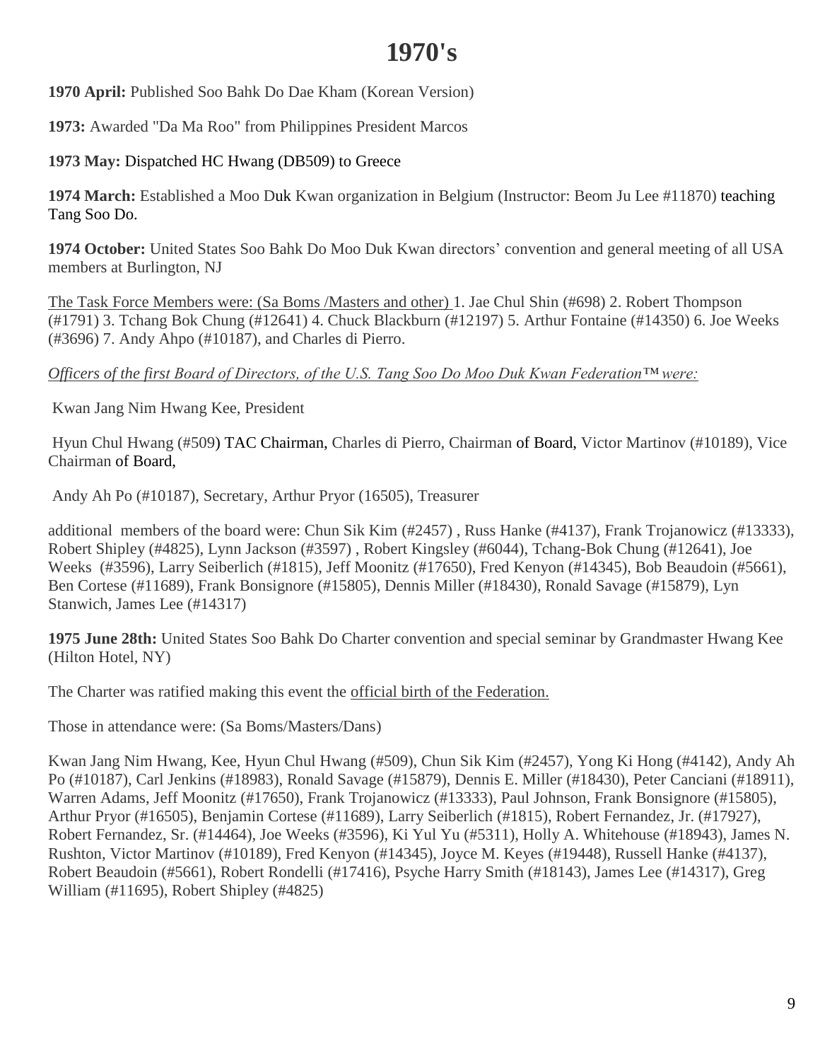# 1970's

**1970 April:** Published Soo Bahk Do Dae Kham (Korean Version)

**1973:** Awarded "Da Ma Roo" from Philippines President Marcos

**1973 May:** Dispatched HC Hwang (DB509) to Greece

**1974 March:** Established a Moo Duk Kwan organization in Belgium (Instructor: Beom Ju Lee #11870) teaching Tang Soo Do.

**1974 October:** United States Soo Bahk Do Moo Duk Kwan directors' convention and general meeting of all USA members at Burlington, NJ

<u>The Task Force Members were: (Sa Boms /Masters and other)</u> 1. Jae Chul Shin (#698) 2. Robert Thompson (#1791) 3. Tchang Bok Chung (#12641) 4. Chuck Blackburn (#12197) 5. Arthur Fontaine (#14350) 6. Joe Weeks (#3696) 7. Andy Ahpo (#10187), and Charles di Pierro.

*<u>Officers of the first Board of Directors, of the U.S. Tang Soo Do Moo Duk Kwan Federation™ were:</u>*

Kwan Jang Nim Hwang Kee, President

Hyun Chul Hwang (#509) TAC Chairman, Charles di Pierro, Chairman of Board, Victor Martinov (#10189), Vice Chairman of Board,

Andy Ah Po (#10187), Secretary, Arthur Pryor (16505), Treasurer

additional members of the board were: Chun Sik Kim (#2457) , Russ Hanke (#4137), Frank Trojanowicz (#13333), Robert Shipley (#4825), Lynn Jackson (#3597) , Robert Kingsley (#6044), Tchang-Bok Chung (#12641), Joe Weeks (#3596), Larry Seiberlich (#1815), Jeff Moonitz (#17650), Fred Kenyon (#14345), Bob Beaudoin (#5661), Ben Cortese (#11689), Frank Bonsignore (#15805), Dennis Miller (#18430), Ronald Savage (#15879), Lyn Stanwich, James Lee (#14317)

**1975 June 28th:** United States Soo Bahk Do Charter convention and special seminar by Grandmaster Hwang Kee (Hilton Hotel, NY)

The Charter was ratified making this event the <u>official birth of the Federation.</u>

Those in attendance were: (Sa Boms/Masters/Dans)

Kwan Jang Nim Hwang, Kee, Hyun Chul Hwang (#509), Chun Sik Kim (#2457), Yong Ki Hong (#4142), Andy Ah Po (#10187), Carl Jenkins (#18983), Ronald Savage (#15879), Dennis E. Miller (#18430), Peter Canciani (#18911), Warren Adams, Jeff Moonitz (#17650), Frank Trojanowicz (#13333), Paul Johnson, Frank Bonsignore (#15805), Arthur Pryor (#16505), Benjamin Cortese (#11689), Larry Seiberlich (#1815), Robert Fernandez, Jr. (#17927), Robert Fernandez, Sr. (#14464), Joe Weeks (#3596), Ki Yul Yu (#5311), Holly A. Whitehouse (#18943), James N. Rushton, Victor Martinov (#10189), Fred Kenyon (#14345), Joyce M. Keyes (#19448), Russell Hanke (#4137), Robert Beaudoin (#5661), Robert Rondelli (#17416), Psyche Harry Smith (#18143), James Lee (#14317), Greg William (#11695), Robert Shipley (#4825)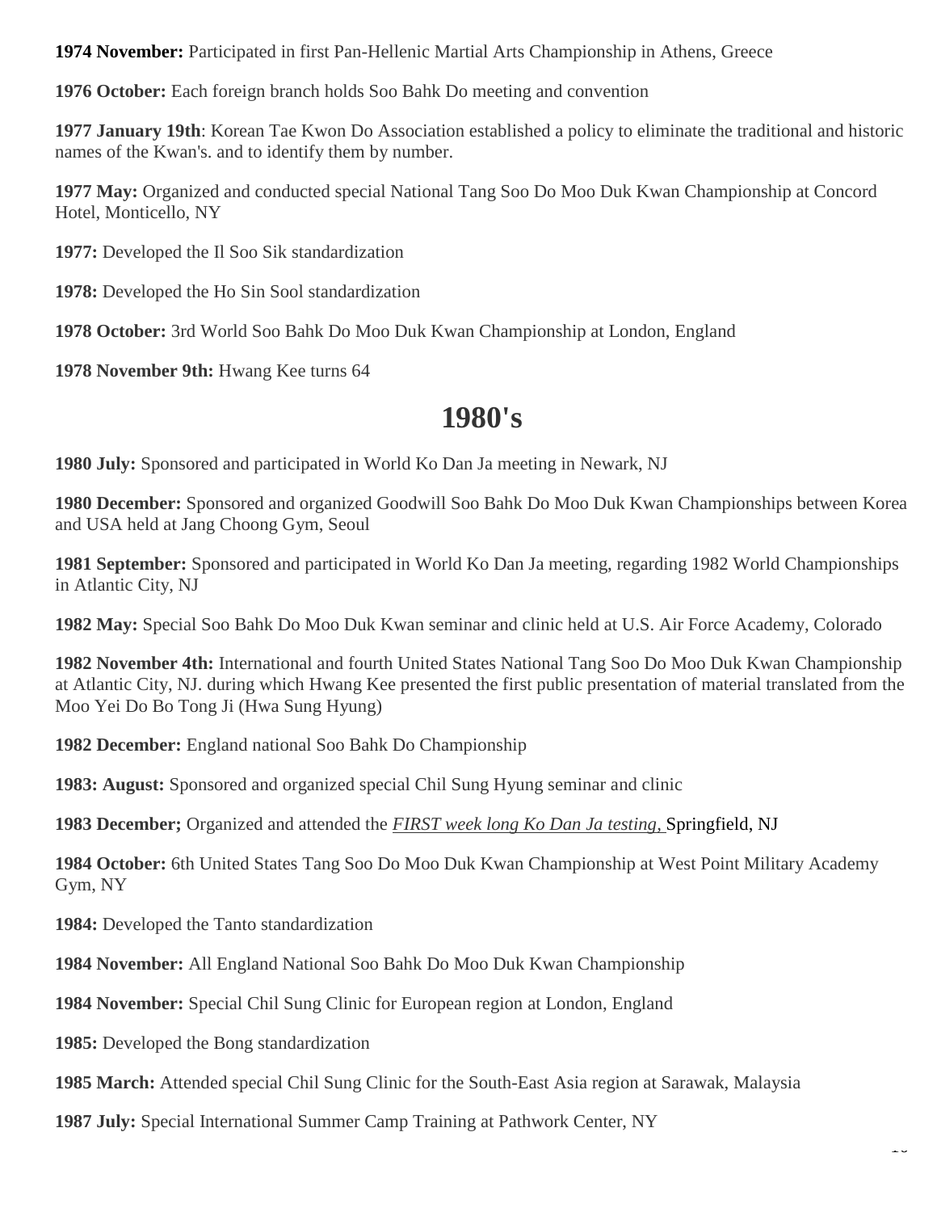**1974 November:** Participated in first Pan-Hellenic Martial Arts Championship in Athens, Greece

**1976 October:** Each foreign branch holds Soo Bahk Do meeting and convention

**1977 January 19th**: Korean Tae Kwon Do Association established a policy to eliminate the traditional and historic names of the Kwan's. and to identify them by number.

**1977 May:** Organized and conducted special National Tang Soo Do Moo Duk Kwan Championship at Concord Hotel, Monticello, NY

**1977:** Developed the Il Soo Sik standardization

**1978:** Developed the Ho Sin Sool standardization

**1978 October:** 3rd World Soo Bahk Do Moo Duk Kwan Championship at London, England

**1978 November 9th:** Hwang Kee turns 64

# 1980's

**1980 July:** Sponsored and participated in World Ko Dan Ja meeting in Newark, NJ

**1980 December:** Sponsored and organized Goodwill Soo Bahk Do Moo Duk Kwan Championships between Korea and USA held at Jang Choong Gym, Seoul

**1981 September:** Sponsored and participated in World Ko Dan Ja meeting, regarding 1982 World Championships in Atlantic City, NJ

**1982 May:** Special Soo Bahk Do Moo Duk Kwan seminar and clinic held at U.S. Air Force Academy, Colorado

**1982 November 4th:** International and fourth United States National Tang Soo Do Moo Duk Kwan Championship at Atlantic City, NJ. during which Hwang Kee presented the first public presentation of material translated from the Moo Yei Do Bo Tong Ji (Hwa Sung Hyung)

**1982 December:** England national Soo Bahk Do Championship

**1983: August:** Sponsored and organized special Chil Sung Hyung seminar and clinic

**1983 December;** Organized and attended the *FIRST week long Ko Dan Ja testing,* Springfield, NJ

**1984 October:** 6th United States Tang Soo Do Moo Duk Kwan Championship at West Point Military Academy Gym, NY

**1984:** Developed the Tanto standardization

**1984 November:** All England National Soo Bahk Do Moo Duk Kwan Championship

**1984 November:** Special Chil Sung Clinic for European region at London, England

**1985:** Developed the Bong standardization

**1985 March:** Attended special Chil Sung Clinic for the South-East Asia region at Sarawak, Malaysia

**1987 July:** Special International Summer Camp Training at Pathwork Center, NY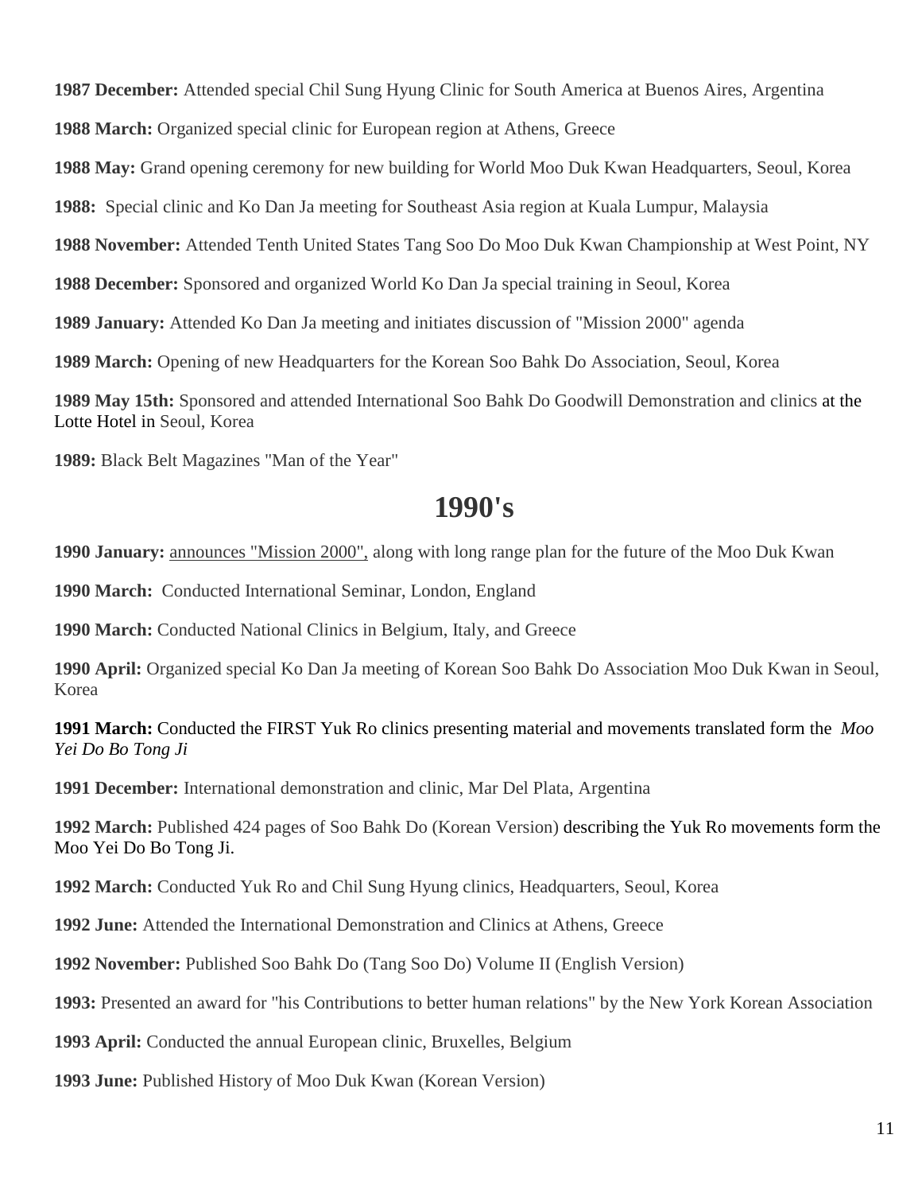**1987 December:** Attended special Chil Sung Hyung Clinic for South America at Buenos Aires, Argentina

**1988 March:** Organized special clinic for European region at Athens, Greece

**1988 May:** Grand opening ceremony for new building for World Moo Duk Kwan Headquarters, Seoul, Korea

**1988:** Special clinic and Ko Dan Ja meeting for Southeast Asia region at Kuala Lumpur, Malaysia

**1988 November:** Attended Tenth United States Tang Soo Do Moo Duk Kwan Championship at West Point, NY

**1988 December:** Sponsored and organized World Ko Dan Ja special training in Seoul, Korea

**1989 January:** Attended Ko Dan Ja meeting and initiates discussion of "Mission 2000" agenda

**1989 March:** Opening of new Headquarters for the Korean Soo Bahk Do Association, Seoul, Korea

**1989 May 15th:** Sponsored and attended International Soo Bahk Do Goodwill Demonstration and clinics at the Lotte Hotel in Seoul, Korea

**1989:** Black Belt Magazines "Man of the Year"

## 1990's

**1990 January:** announces "Mission 2000", along with long range plan for the future of the Moo Duk Kwan

**1990 March:** Conducted International Seminar, London, England

**1990 March:** Conducted National Clinics in Belgium, Italy, and Greece

**1990 April:** Organized special Ko Dan Ja meeting of Korean Soo Bahk Do Association Moo Duk Kwan in Seoul, Korea

**1991 March:** Conducted the FIRST Yuk Ro clinics presenting material and movements translated form the *Moo Yei Do Bo Tong Ji*

**1991 December:** International demonstration and clinic, Mar Del Plata, Argentina

**1992 March:** Published 424 pages of Soo Bahk Do (Korean Version) describing the Yuk Ro movements form the Moo Yei Do Bo Tong Ji.

**1992 March:** Conducted Yuk Ro and Chil Sung Hyung clinics, Headquarters, Seoul, Korea

**1992 June:** Attended the International Demonstration and Clinics at Athens, Greece

**1992 November:** Published Soo Bahk Do (Tang Soo Do) Volume II (English Version)

**1993:** Presented an award for "his Contributions to better human relations" by the New York Korean Association

**1993 April:** Conducted the annual European clinic, Bruxelles, Belgium

**1993 June:** Published History of Moo Duk Kwan (Korean Version)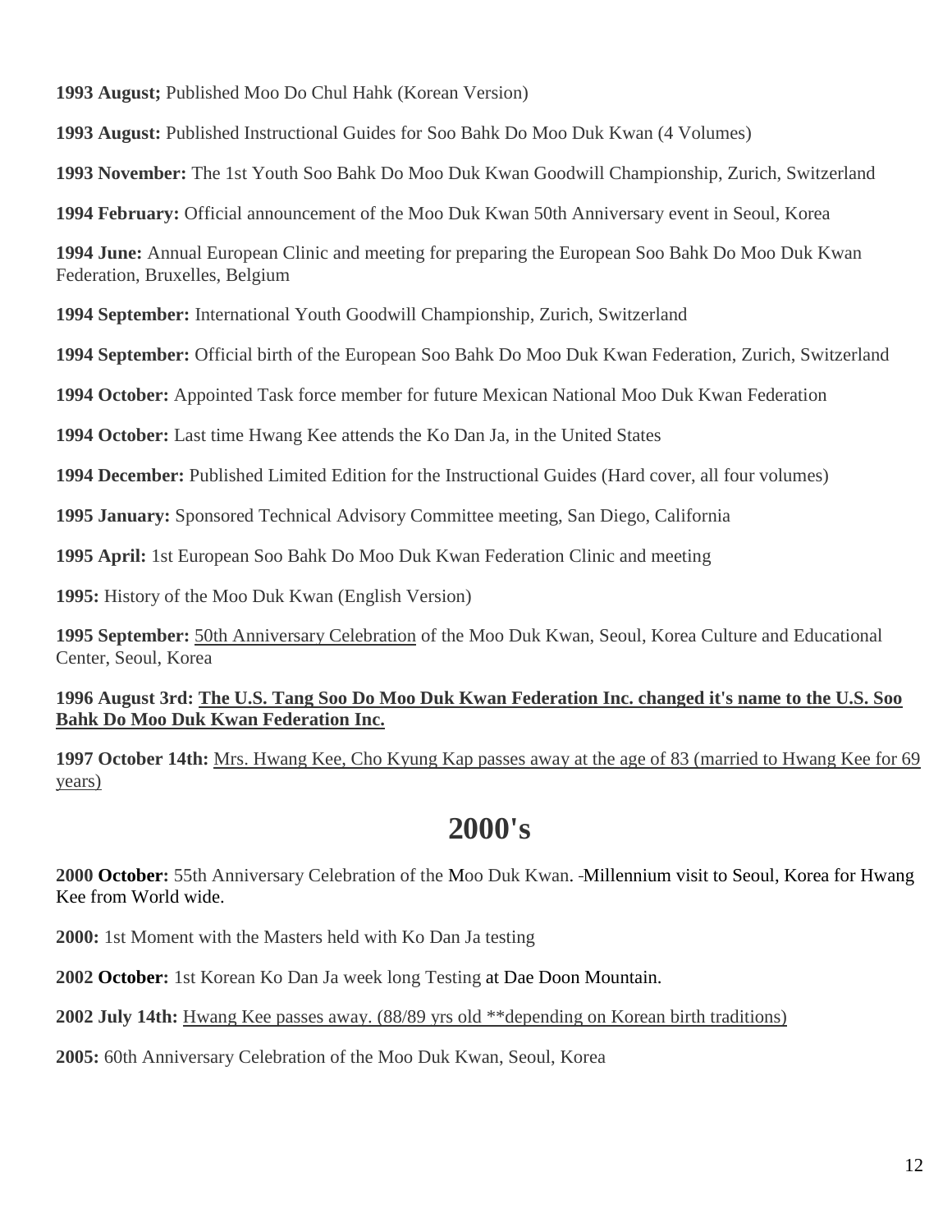**1993 August;** Published Moo Do Chul Hahk (Korean Version)

**1993 August:** Published Instructional Guides for Soo Bahk Do Moo Duk Kwan (4 Volumes)

**1993 November:** The 1st Youth Soo Bahk Do Moo Duk Kwan Goodwill Championship, Zurich, Switzerland

**1994 February:** Official announcement of the Moo Duk Kwan 50th Anniversary event in Seoul, Korea

**1994 June:** Annual European Clinic and meeting for preparing the European Soo Bahk Do Moo Duk Kwan Federation, Bruxelles, Belgium

**1994 September:** International Youth Goodwill Championship, Zurich, Switzerland

**1994 September:** Official birth of the European Soo Bahk Do Moo Duk Kwan Federation, Zurich, Switzerland

**1994 October:** Appointed Task force member for future Mexican National Moo Duk Kwan Federation

**1994 October:** Last time Hwang Kee attends the Ko Dan Ja, in the United States

**1994 December:** Published Limited Edition for the Instructional Guides (Hard cover, all four volumes)

**1995 January:** Sponsored Technical Advisory Committee meeting, San Diego, California

**1995 April:** 1st European Soo Bahk Do Moo Duk Kwan Federation Clinic and meeting

**1995:** History of the Moo Duk Kwan (English Version)

**1995 September:** 50th Anniversary Celebration of the Moo Duk Kwan, Seoul, Korea Culture and Educational Center, Seoul, Korea

**1996 August 3rd: The U.S. Tang Soo Do Moo Duk Kwan Federation Inc. changed it's name to the U.S. Soo Bahk Do Moo Duk Kwan Federation Inc.**

**1997 October 14th:** Mrs. Hwang Kee, Cho Kyung Kap passes away at the age of 83 (married to Hwang Kee for 69 years)

# 2000's

**2000 October:** 55th Anniversary Celebration of the Moo Duk Kwan. -Millennium visit to Seoul, Korea for Hwang Kee from World wide.

**2000:** 1st Moment with the Masters held with Ko Dan Ja testing

**2002 October:** 1st Korean Ko Dan Ja week long Testing at Dae Doon Mountain.

**2002 July 14th:** Hwang Kee passes away. (88/89 yrs old **depending on Korean birth traditions)

**2005:** 60th Anniversary Celebration of the Moo Duk Kwan, Seoul, Korea